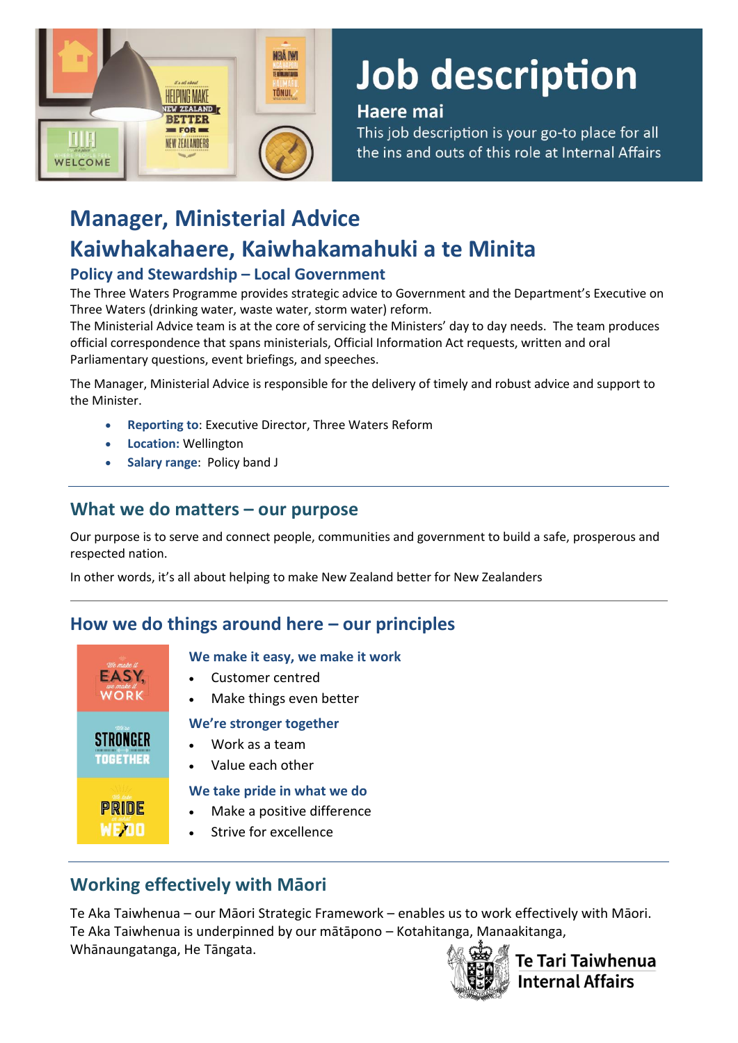# Job description

**Haere mai**

This job description is your go-to place for all the ins and outs of this role at Internal Affairs

# Manager, Ministerial Advice

# Kaiwhakahaere, Kaiwhakamahuki a te Minita

### Policy and Stewardship – Local Government

The Three Waters Programme provides strategic advice to Government and the Department's Executive on Three Waters (drinking water, waste water, storm water) reform.

The Ministerial Advice team is at the core of servicing the Ministers' day to day needs. The team produces official correspondence that spans ministerials, Official Information Act requests, written and oral Parliamentary questions, event briefings, and speeches.

The Manager, Ministerial Advice is responsible for the delivery of timely and robust advice and support to the Minister.

- **Reporting to**: Executive Director, Three Waters Reform
- **Location:** Wellington
- **Salary range**: Policy band J

## What we do matters – our purpose

Our purpose is to serve and connect people, communities and government to build a safe, prosperous and respected nation.

In other words, it's all about helping to make New Zealand better for New Zealanders

## How we do things around here – our principles

### We make it easy, we make it work

- Customer centred
- Make things even better

### We're stronger together

- Work as a team
- Value each other

### We take pride in what we do

- Make a positive difference
- Strive for excellence

## Working effectively with Māori

Te Aka Taiwhenua – our Māori Strategic Framework – enables us to work effectively with Māori. Te Aka Taiwhenua is underpinned by our mātāpono – Kotahitanga, Manaakitanga, Whānaungatanga, He Tāngata.

Te Tari Taiwhenua Internal Affairs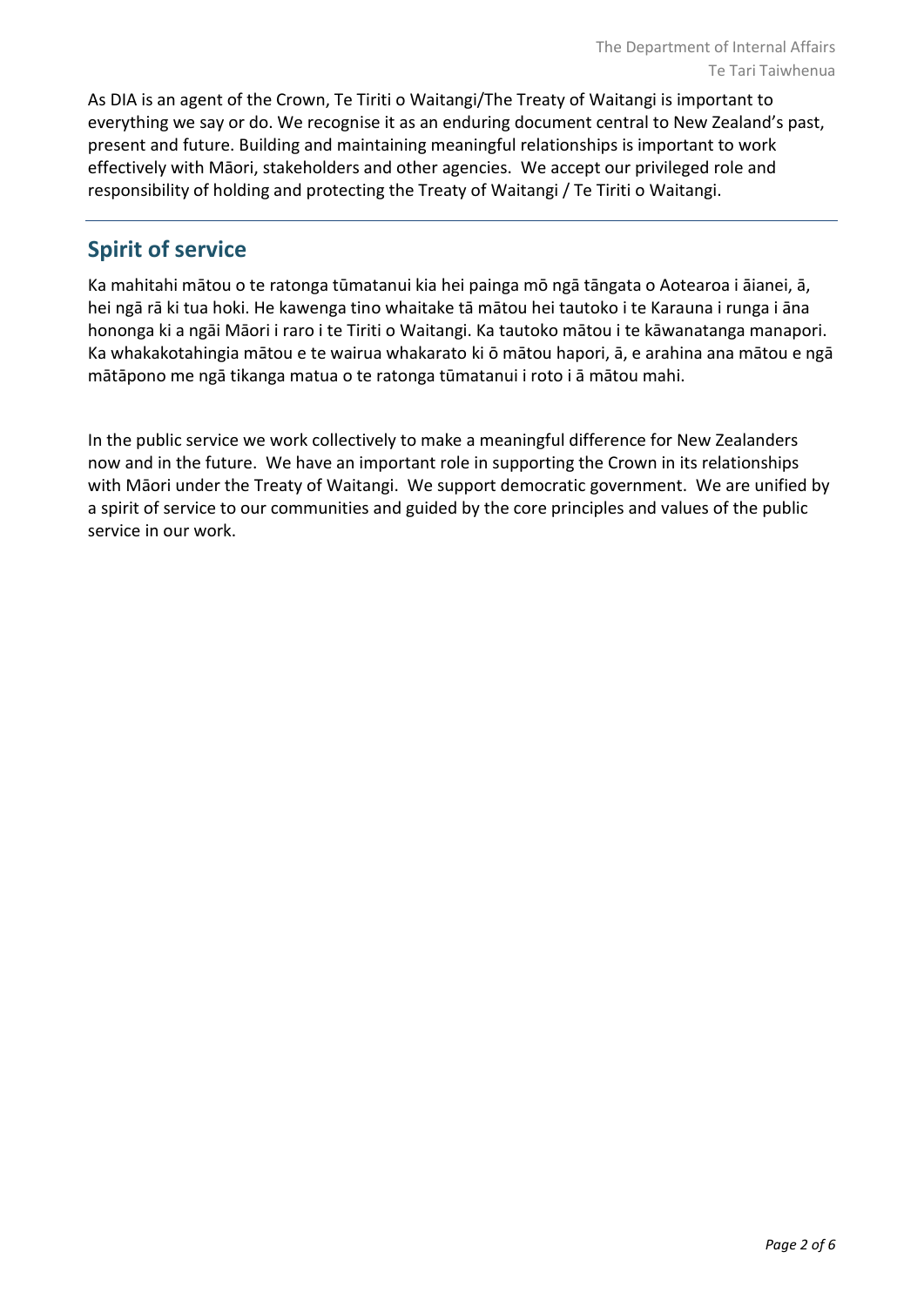As DIA is an agent of the Crown, Te Tiriti o Waitangi/The Treaty of Waitangi is important to everything we say or do. We recognise it as an enduring document central to New Zealand's past, present and future. Building and maintaining meaningful relationships is important to work effectively with Māori, stakeholders and other agencies. We accept our privileged role and responsibility of holding and protecting the Treaty of Waitangi / Te Tiriti o Waitangi.

---

## Spirit of service

Ka mahitahi mātou o te ratonga tūmatanui kia hei painga mō ngā tāngata o Aotearoa i āianei, ā, hei ngā rā ki tua hoki. He kawenga tino whaitake tā mātou hei tautoko i te Karauna i runga i āna hononga ki a ngāi Māori i raro i te Tiriti o Waitangi. Ka tautoko mātou i te kāwanatanga manapori. Ka whakakotahingia mātou e te wairua whakarato ki ō mātou hapori, ā, e arahina ana mātou e ngā mātāpono me ngā tikanga matua o te ratonga tūmatanui i roto i ā mātou mahi.

In the public service we work collectively to make a meaningful difference for New Zealanders now and in the future. We have an important role in supporting the Crown in its relationships with Māori under the Treaty of Waitangi. We support democratic government. We are unified by a spirit of service to our communities and guided by the core principles and values of the public service in our work.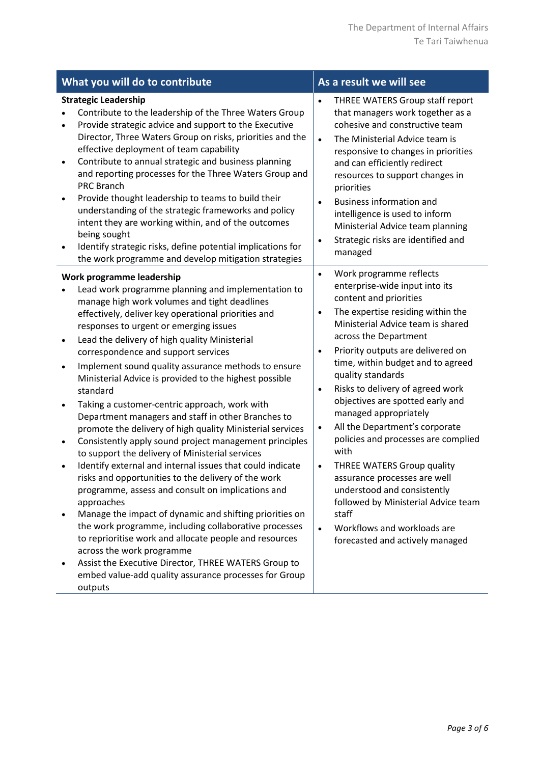| What you will do to contribute | As a result we will see |
|---|---|
| **Strategic Leadership**<br>• Contribute to the leadership of the Three Waters Group<br>• Provide strategic advice and support to the Executive Director, Three Waters Group on risks, priorities and the effective deployment of team capability<br>• Contribute to annual strategic and business planning and reporting processes for the Three Waters Group and PRC Branch<br>• Provide thought leadership to teams to build their understanding of the strategic frameworks and policy intent they are working within, and of the outcomes being sought<br>• Identify strategic risks, define potential implications for the work programme and develop mitigation strategies | • THREE WATERS Group staff report that managers work together as a cohesive and constructive team<br>• The Ministerial Advice team is responsive to changes in priorities and can efficiently redirect resources to support changes in priorities<br>• Business information and intelligence is used to inform Ministerial Advice team planning<br>• Strategic risks are identified and managed |
| **Work programme leadership**<br>• Lead work programme planning and implementation to manage high work volumes and tight deadlines effectively, deliver key operational priorities and responses to urgent or emerging issues<br>• Lead the delivery of high quality Ministerial correspondence and support services<br>• Implement sound quality assurance methods to ensure Ministerial Advice is provided to the highest possible standard<br>• Taking a customer-centric approach, work with Department managers and staff in other Branches to promote the delivery of high quality Ministerial services<br>• Consistently apply sound project management principles to support the delivery of Ministerial services<br>• Identify external and internal issues that could indicate risks and opportunities to the delivery of the work programme, assess and consult on implications and approaches<br>• Manage the impact of dynamic and shifting priorities on the work programme, including collaborative processes to reprioritise work and allocate people and resources across the work programme<br>• Assist the Executive Director, THREE WATERS Group to embed value-add quality assurance processes for Group outputs | • Work programme reflects enterprise-wide input into its content and priorities<br>• The expertise residing within the Ministerial Advice team is shared across the Department<br>• Priority outputs are delivered on time, within budget and to agreed quality standards<br>• Risks to delivery of agreed work objectives are spotted early and managed appropriately<br>• All the Department's corporate policies and processes are complied with<br>• THREE WATERS Group quality assurance processes are well understood and consistently followed by Ministerial Advice team staff<br>• Workflows and workloads are forecasted and actively managed |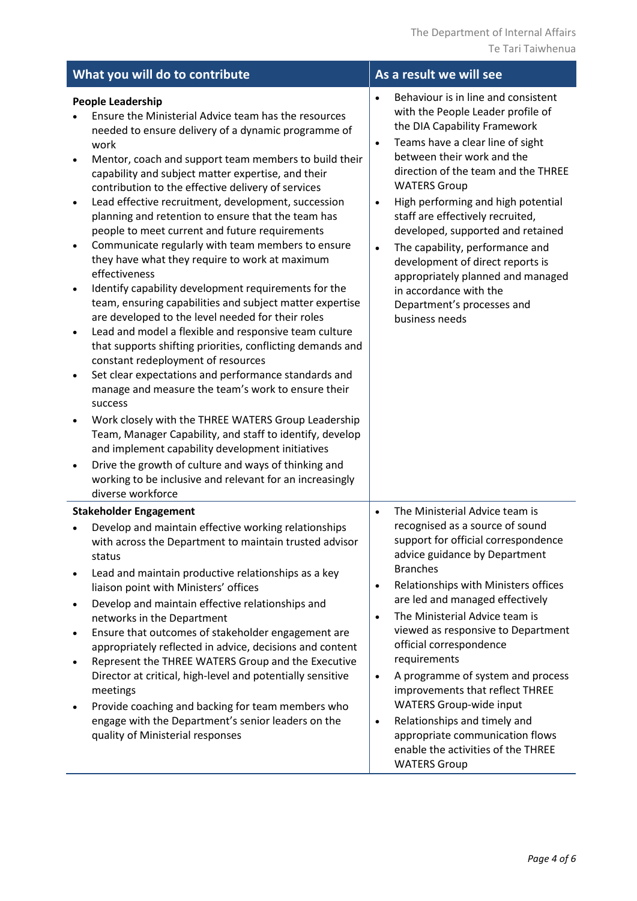| What you will do to contribute | As a result we will see |
| --- | --- |
| **People Leadership**<br>• Ensure the Ministerial Advice team has the resources needed to ensure delivery of a dynamic programme of work<br>• Mentor, coach and support team members to build their capability and subject matter expertise, and their contribution to the effective delivery of services<br>• Lead effective recruitment, development, succession planning and retention to ensure that the team has people to meet current and future requirements<br>• Communicate regularly with team members to ensure they have what they require to work at maximum effectiveness<br>• Identify capability development requirements for the team, ensuring capabilities and subject matter expertise are developed to the level needed for their roles<br>• Lead and model a flexible and responsive team culture that supports shifting priorities, conflicting demands and constant redeployment of resources<br>• Set clear expectations and performance standards and manage and measure the team's work to ensure their success<br>• Work closely with the THREE WATERS Group Leadership Team, Manager Capability, and staff to identify, develop and implement capability development initiatives<br>• Drive the growth of culture and ways of thinking and working to be inclusive and relevant for an increasingly diverse workforce | • Behaviour is in line and consistent with the People Leader profile of the DIA Capability Framework<br>• Teams have a clear line of sight between their work and the direction of the team and the THREE WATERS Group<br>• High performing and high potential staff are effectively recruited, developed, supported and retained<br>• The capability, performance and development of direct reports is appropriately planned and managed in accordance with the Department's processes and business needs |
| **Stakeholder Engagement**<br>• Develop and maintain effective working relationships with across the Department to maintain trusted advisor status<br>• Lead and maintain productive relationships as a key liaison point with Ministers' offices<br>• Develop and maintain effective relationships and networks in the Department<br>• Ensure that outcomes of stakeholder engagement are appropriately reflected in advice, decisions and content<br>• Represent the THREE WATERS Group and the Executive Director at critical, high-level and potentially sensitive meetings<br>• Provide coaching and backing for team members who engage with the Department's senior leaders on the quality of Ministerial responses | • The Ministerial Advice team is recognised as a source of sound support for official correspondence advice guidance by Department Branches<br>• Relationships with Ministers offices are led and managed effectively<br>• The Ministerial Advice team is viewed as responsive to Department official correspondence requirements<br>• A programme of system and process improvements that reflect THREE WATERS Group-wide input<br>• Relationships and timely and appropriate communication flows enable the activities of the THREE WATERS Group |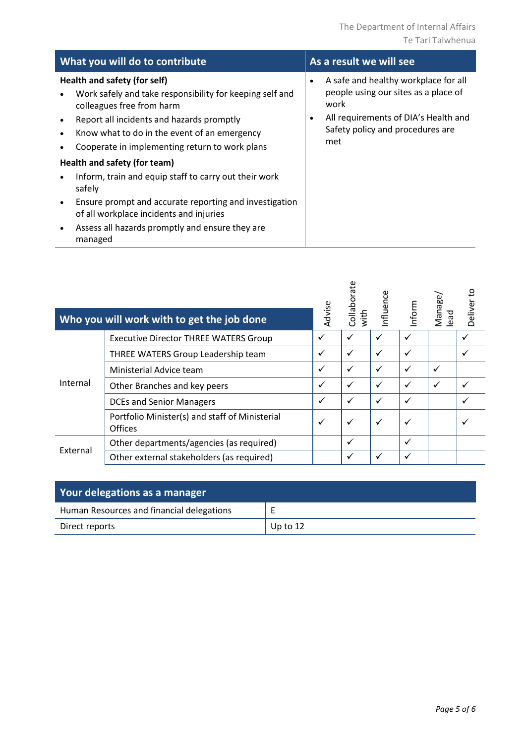| What you will do to contribute | As a result we will see |
|---|---|
| **Health and safety (for self)**<br>• Work safely and take responsibility for keeping self and colleagues free from harm<br>• Report all incidents and hazards promptly<br>• Know what to do in the event of an emergency<br>• Cooperate in implementing return to work plans<br>**Health and safety (for team)**<br>• Inform, train and equip staff to carry out their work safely<br>• Ensure prompt and accurate reporting and investigation of all workplace incidents and injuries<br>• Assess all hazards promptly and ensure they are managed | • A safe and healthy workplace for all people using our sites as a place of work<br>• All requirements of DIA's Health and Safety policy and procedures are met |

| Who you will work with to get the job done | | Advise | Collaborate with | Influence | Inform | Manage/ lead | Deliver to |
|---|---|---|---|---|---|---|---|
| Internal | Executive Director THREE WATERS Group | ✓ | ✓ | ✓ | ✓ | | ✓ |
| | THREE WATERS Group Leadership team | ✓ | ✓ | ✓ | ✓ | | ✓ |
| | Ministerial Advice team | ✓ | ✓ | ✓ | ✓ | ✓ | |
| | Other Branches and key peers | ✓ | ✓ | ✓ | ✓ | ✓ | ✓ |
| | DCEs and Senior Managers | ✓ | ✓ | ✓ | ✓ | | ✓ |
| | Portfolio Minister(s) and staff of Ministerial Offices | ✓ | ✓ | ✓ | ✓ | | ✓ |
| External | Other departments/agencies (as required) | | ✓ | | ✓ | | |
| | Other external stakeholders (as required) | | ✓ | ✓ | ✓ | | |

| Your delegations as a manager | |
|---|---|
| Human Resources and financial delegations | E |
| Direct reports | Up to 12 |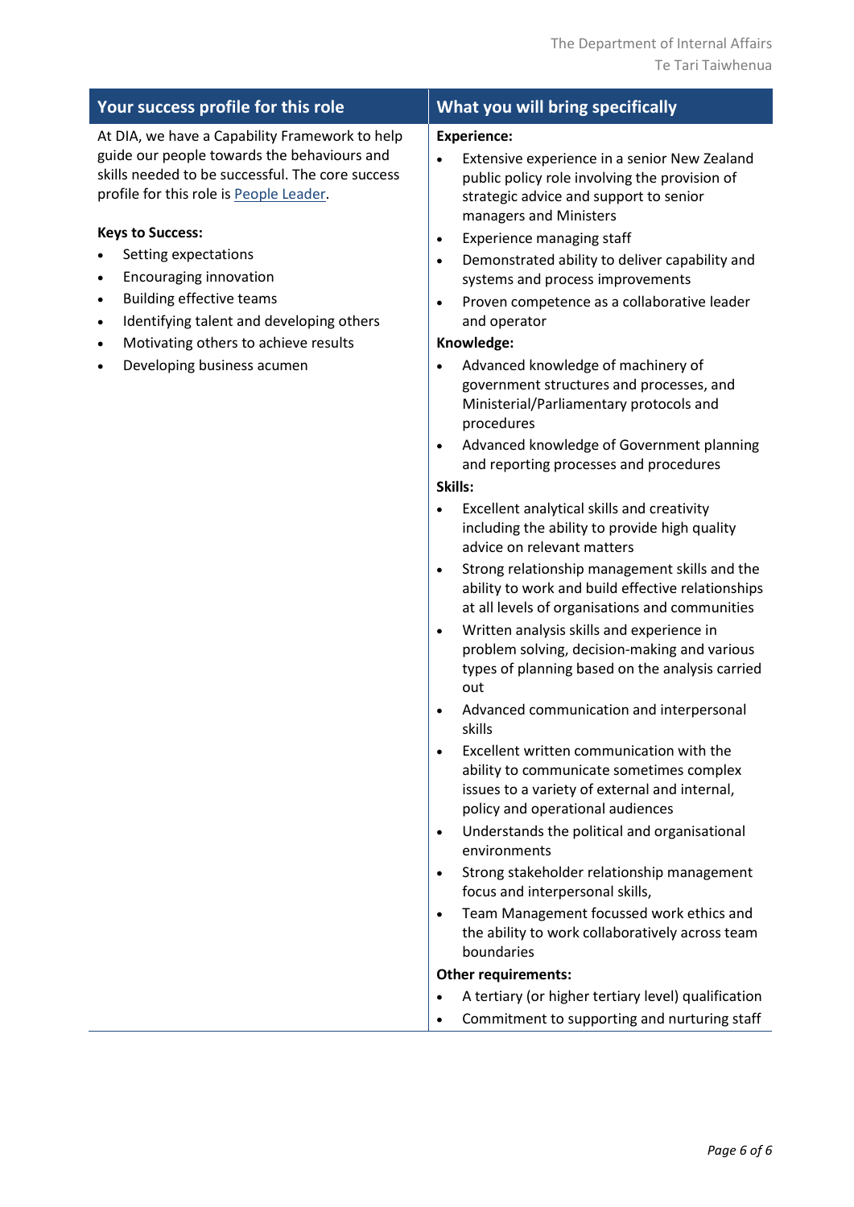## Your success profile for this role

At DIA, we have a Capability Framework to help guide our people towards the behaviours and skills needed to be successful. The core success profile for this role is People Leader.

**Keys to Success:**

- Setting expectations
- Encouraging innovation
- Building effective teams
- Identifying talent and developing others
- Motivating others to achieve results
- Developing business acumen

## What you will bring specifically

**Experience:**

- Extensive experience in a senior New Zealand public policy role involving the provision of strategic advice and support to senior managers and Ministers
- Experience managing staff
- Demonstrated ability to deliver capability and systems and process improvements
- Proven competence as a collaborative leader and operator

**Knowledge:**

- Advanced knowledge of machinery of government structures and processes, and Ministerial/Parliamentary protocols and procedures
- Advanced knowledge of Government planning and reporting processes and procedures

**Skills:**

- Excellent analytical skills and creativity including the ability to provide high quality advice on relevant matters
- Strong relationship management skills and the ability to work and build effective relationships at all levels of organisations and communities
- Written analysis skills and experience in problem solving, decision-making and various types of planning based on the analysis carried out
- Advanced communication and interpersonal skills
- Excellent written communication with the ability to communicate sometimes complex issues to a variety of external and internal, policy and operational audiences
- Understands the political and organisational environments
- Strong stakeholder relationship management focus and interpersonal skills,
- Team Management focussed work ethics and the ability to work collaboratively across team boundaries

**Other requirements:**

- A tertiary (or higher tertiary level) qualification
- Commitment to supporting and nurturing staff